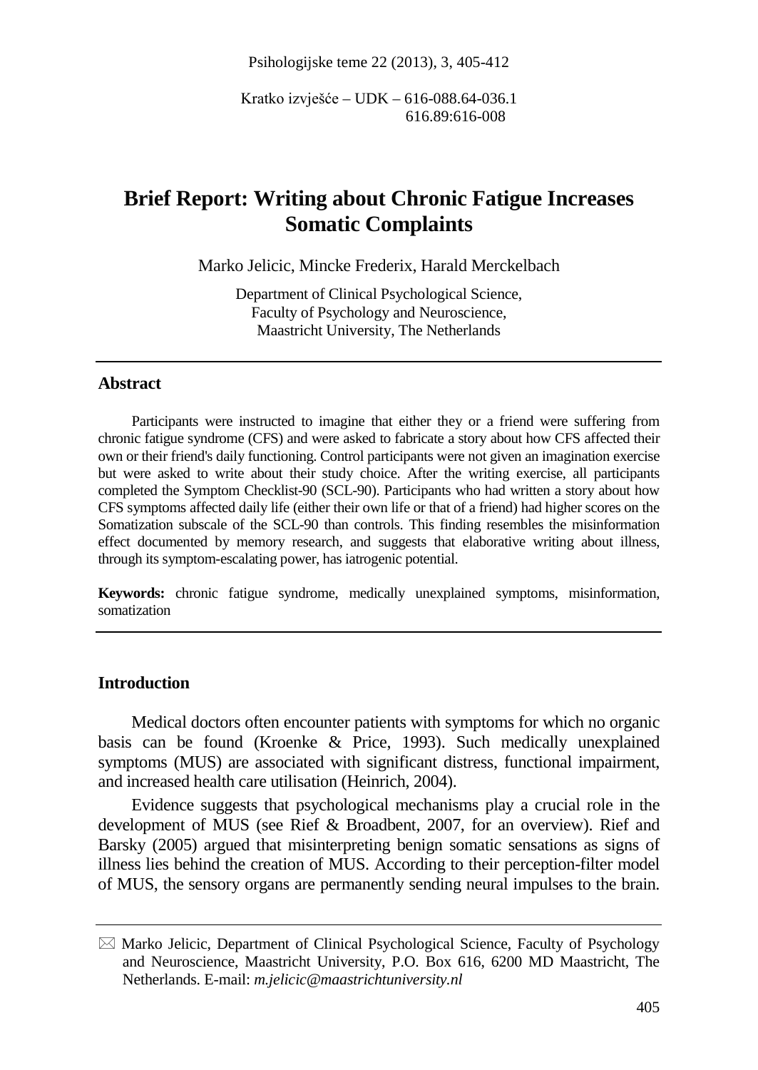Kratko izvješće – UDK – 616-088.64-036.1
616.89:616-008

# Brief Report: Writing about Chronic Fatigue Increases Somatic Complaints

Marko Jelicic, Mincke Frederix, Harald Merckelbach

Department of Clinical Psychological Science,
Faculty of Psychology and Neuroscience,
Maastricht University, The Netherlands

## Abstract

Participants were instructed to imagine that either they or a friend were suffering from chronic fatigue syndrome (CFS) and were asked to fabricate a story about how CFS affected their own or their friend's daily functioning. Control participants were not given an imagination exercise but were asked to write about their study choice. After the writing exercise, all participants completed the Symptom Checklist-90 (SCL-90). Participants who had written a story about how CFS symptoms affected daily life (either their own life or that of a friend) had higher scores on the Somatization subscale of the SCL-90 than controls. This finding resembles the misinformation effect documented by memory research, and suggests that elaborative writing about illness, through its symptom-escalating power, has iatrogenic potential.

**Keywords:** chronic fatigue syndrome, medically unexplained symptoms, misinformation, somatization

## Introduction

Medical doctors often encounter patients with symptoms for which no organic basis can be found (Kroenke & Price, 1993). Such medically unexplained symptoms (MUS) are associated with significant distress, functional impairment, and increased health care utilisation (Heinrich, 2004).

Evidence suggests that psychological mechanisms play a crucial role in the development of MUS (see Rief & Broadbent, 2007, for an overview). Rief and Barsky (2005) argued that misinterpreting benign somatic sensations as signs of illness lies behind the creation of MUS. According to their perception-filter model of MUS, the sensory organs are permanently sending neural impulses to the brain.

---

✉ Marko Jelicic, Department of Clinical Psychological Science, Faculty of Psychology and Neuroscience, Maastricht University, P.O. Box 616, 6200 MD Maastricht, The Netherlands. E-mail: *m.jelicic@maastrichtuniversity.nl*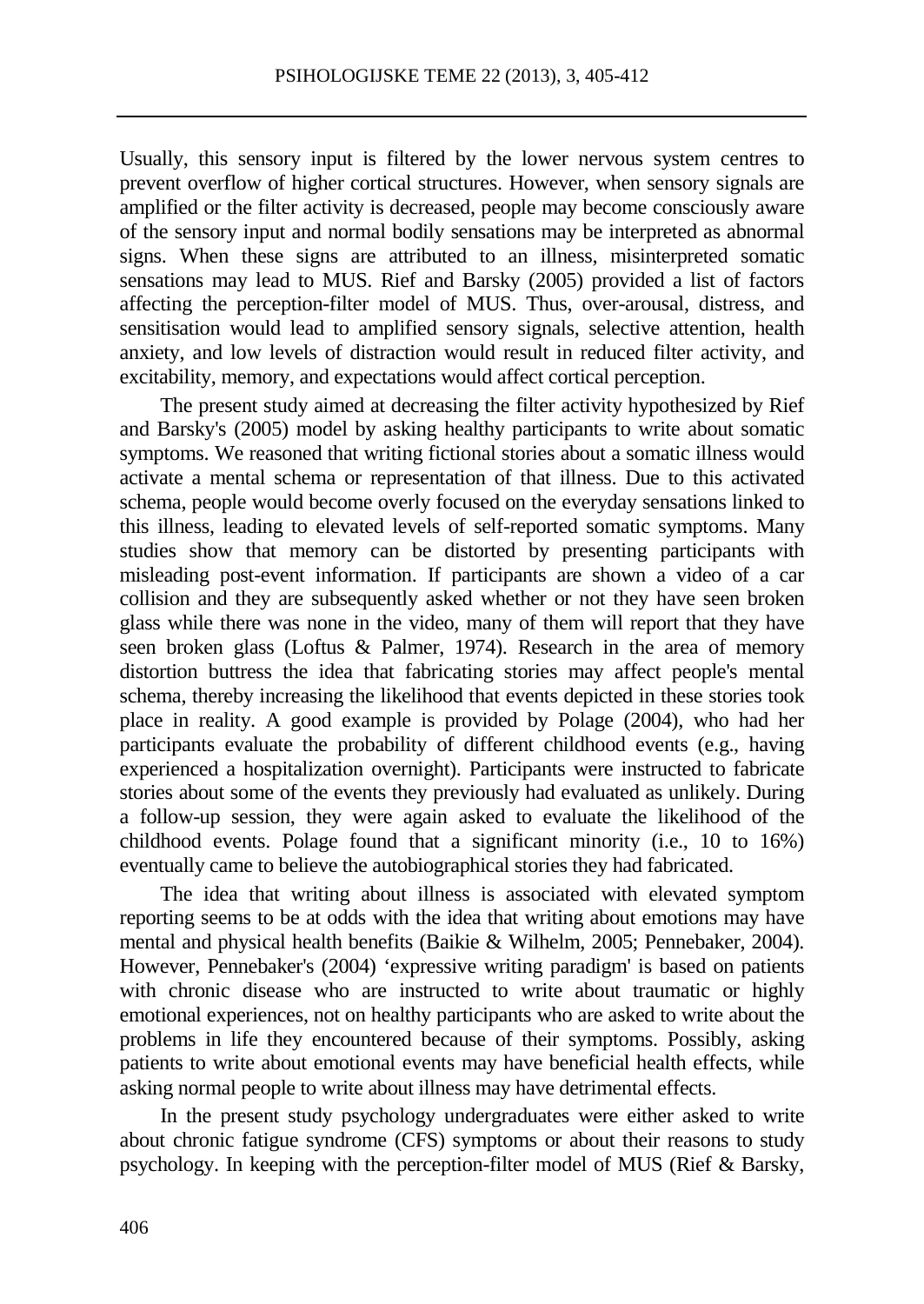Usually, this sensory input is filtered by the lower nervous system centres to prevent overflow of higher cortical structures. However, when sensory signals are amplified or the filter activity is decreased, people may become consciously aware of the sensory input and normal bodily sensations may be interpreted as abnormal signs. When these signs are attributed to an illness, misinterpreted somatic sensations may lead to MUS. Rief and Barsky (2005) provided a list of factors affecting the perception-filter model of MUS. Thus, over-arousal, distress, and sensitisation would lead to amplified sensory signals, selective attention, health anxiety, and low levels of distraction would result in reduced filter activity, and excitability, memory, and expectations would affect cortical perception.

The present study aimed at decreasing the filter activity hypothesized by Rief and Barsky's (2005) model by asking healthy participants to write about somatic symptoms. We reasoned that writing fictional stories about a somatic illness would activate a mental schema or representation of that illness. Due to this activated schema, people would become overly focused on the everyday sensations linked to this illness, leading to elevated levels of self-reported somatic symptoms. Many studies show that memory can be distorted by presenting participants with misleading post-event information. If participants are shown a video of a car collision and they are subsequently asked whether or not they have seen broken glass while there was none in the video, many of them will report that they have seen broken glass (Loftus & Palmer, 1974). Research in the area of memory distortion buttress the idea that fabricating stories may affect people's mental schema, thereby increasing the likelihood that events depicted in these stories took place in reality. A good example is provided by Polage (2004), who had her participants evaluate the probability of different childhood events (e.g., having experienced a hospitalization overnight). Participants were instructed to fabricate stories about some of the events they previously had evaluated as unlikely. During a follow-up session, they were again asked to evaluate the likelihood of the childhood events. Polage found that a significant minority (i.e., 10 to 16%) eventually came to believe the autobiographical stories they had fabricated.

The idea that writing about illness is associated with elevated symptom reporting seems to be at odds with the idea that writing about emotions may have mental and physical health benefits (Baikie & Wilhelm, 2005; Pennebaker, 2004). However, Pennebaker's (2004) 'expressive writing paradigm' is based on patients with chronic disease who are instructed to write about traumatic or highly emotional experiences, not on healthy participants who are asked to write about the problems in life they encountered because of their symptoms. Possibly, asking patients to write about emotional events may have beneficial health effects, while asking normal people to write about illness may have detrimental effects.

In the present study psychology undergraduates were either asked to write about chronic fatigue syndrome (CFS) symptoms or about their reasons to study psychology. In keeping with the perception-filter model of MUS (Rief & Barsky,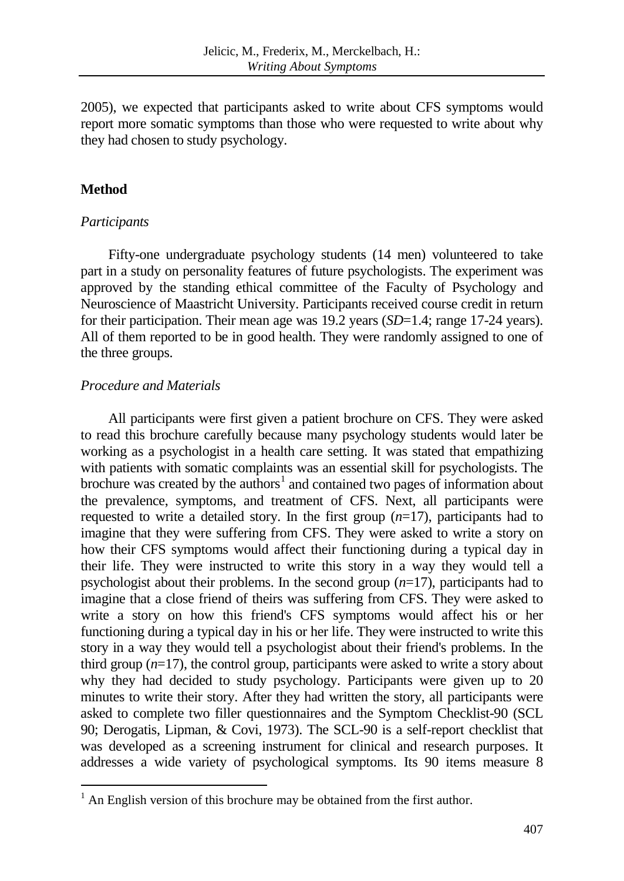2005), we expected that participants asked to write about CFS symptoms would report more somatic symptoms than those who were requested to write about why they had chosen to study psychology.

## Method

### *Participants*

Fifty-one undergraduate psychology students (14 men) volunteered to take part in a study on personality features of future psychologists. The experiment was approved by the standing ethical committee of the Faculty of Psychology and Neuroscience of Maastricht University. Participants received course credit in return for their participation. Their mean age was 19.2 years (*SD*=1.4; range 17-24 years). All of them reported to be in good health. They were randomly assigned to one of the three groups.

### *Procedure and Materials*

All participants were first given a patient brochure on CFS. They were asked to read this brochure carefully because many psychology students would later be working as a psychologist in a health care setting. It was stated that empathizing with patients with somatic complaints was an essential skill for psychologists. The brochure was created by the authors[1] and contained two pages of information about the prevalence, symptoms, and treatment of CFS. Next, all participants were requested to write a detailed story. In the first group (*n*=17), participants had to imagine that they were suffering from CFS. They were asked to write a story on how their CFS symptoms would affect their functioning during a typical day in their life. They were instructed to write this story in a way they would tell a psychologist about their problems. In the second group (*n*=17), participants had to imagine that a close friend of theirs was suffering from CFS. They were asked to write a story on how this friend's CFS symptoms would affect his or her functioning during a typical day in his or her life. They were instructed to write this story in a way they would tell a psychologist about their friend's problems. In the third group (*n*=17), the control group, participants were asked to write a story about why they had decided to study psychology. Participants were given up to 20 minutes to write their story. After they had written the story, all participants were asked to complete two filler questionnaires and the Symptom Checklist-90 (SCL 90; Derogatis, Lipman, & Covi, 1973). The SCL-90 is a self-report checklist that was developed as a screening instrument for clinical and research purposes. It addresses a wide variety of psychological symptoms. Its 90 items measure 8

[1] An English version of this brochure may be obtained from the first author.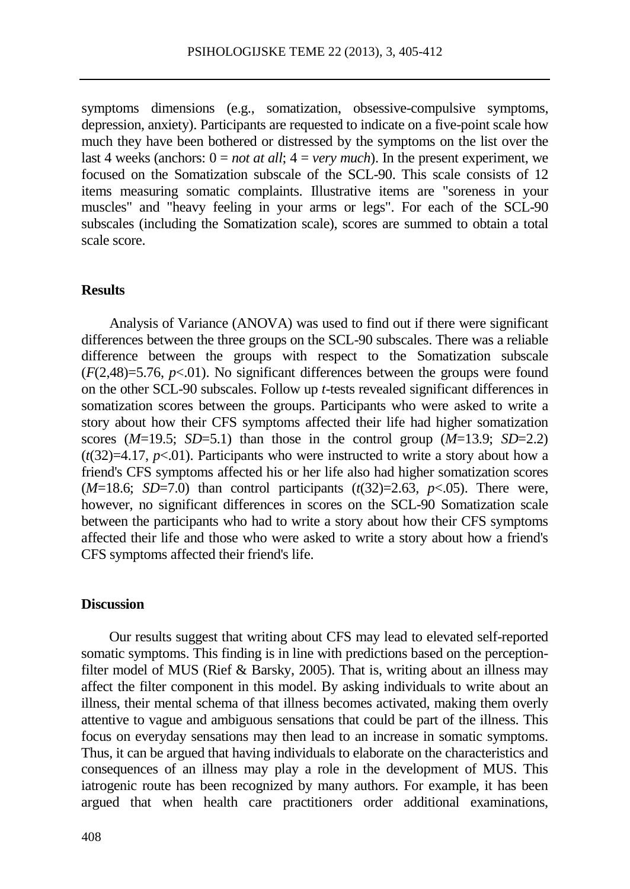symptoms dimensions (e.g., somatization, obsessive-compulsive symptoms, depression, anxiety). Participants are requested to indicate on a five-point scale how much they have been bothered or distressed by the symptoms on the list over the last 4 weeks (anchors: 0 = *not at all*; 4 = *very much*). In the present experiment, we focused on the Somatization subscale of the SCL-90. This scale consists of 12 items measuring somatic complaints. Illustrative items are "soreness in your muscles" and "heavy feeling in your arms or legs". For each of the SCL-90 subscales (including the Somatization scale), scores are summed to obtain a total scale score.

## Results

Analysis of Variance (ANOVA) was used to find out if there were significant differences between the three groups on the SCL-90 subscales. There was a reliable difference between the groups with respect to the Somatization subscale ($F(2,48)=5.76$, $p<.01$). No significant differences between the groups were found on the other SCL-90 subscales. Follow up *t*-tests revealed significant differences in somatization scores between the groups. Participants who were asked to write a story about how their CFS symptoms affected their life had higher somatization scores ($M=19.5$; $SD=5.1$) than those in the control group ($M=13.9$; $SD=2.2$) ($t(32)=4.17$, $p<.01$). Participants who were instructed to write a story about how a friend's CFS symptoms affected his or her life also had higher somatization scores ($M=18.6$; $SD=7.0$) than control participants ($t(32)=2.63$, $p<.05$). There were, however, no significant differences in scores on the SCL-90 Somatization scale between the participants who had to write a story about how their CFS symptoms affected their life and those who were asked to write a story about how a friend's CFS symptoms affected their friend's life.

## Discussion

Our results suggest that writing about CFS may lead to elevated self-reported somatic symptoms. This finding is in line with predictions based on the perception-filter model of MUS (Rief & Barsky, 2005). That is, writing about an illness may affect the filter component in this model. By asking individuals to write about an illness, their mental schema of that illness becomes activated, making them overly attentive to vague and ambiguous sensations that could be part of the illness. This focus on everyday sensations may then lead to an increase in somatic symptoms. Thus, it can be argued that having individuals to elaborate on the characteristics and consequences of an illness may play a role in the development of MUS. This iatrogenic route has been recognized by many authors. For example, it has been argued that when health care practitioners order additional examinations,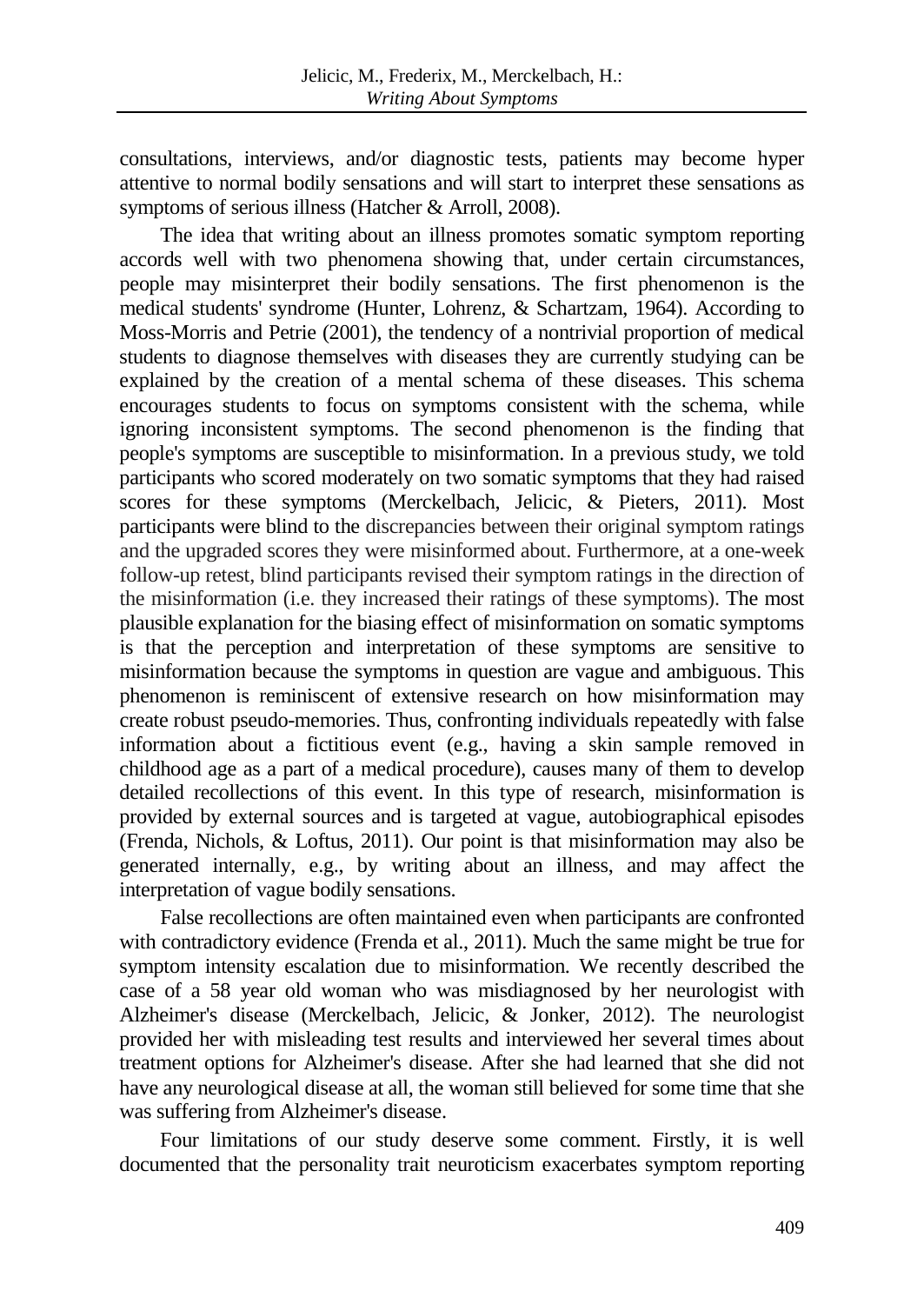consultations, interviews, and/or diagnostic tests, patients may become hyper attentive to normal bodily sensations and will start to interpret these sensations as symptoms of serious illness (Hatcher & Arroll, 2008).

The idea that writing about an illness promotes somatic symptom reporting accords well with two phenomena showing that, under certain circumstances, people may misinterpret their bodily sensations. The first phenomenon is the medical students' syndrome (Hunter, Lohrenz, & Schartzam, 1964). According to Moss-Morris and Petrie (2001), the tendency of a nontrivial proportion of medical students to diagnose themselves with diseases they are currently studying can be explained by the creation of a mental schema of these diseases. This schema encourages students to focus on symptoms consistent with the schema, while ignoring inconsistent symptoms. The second phenomenon is the finding that people's symptoms are susceptible to misinformation. In a previous study, we told participants who scored moderately on two somatic symptoms that they had raised scores for these symptoms (Merckelbach, Jelicic, & Pieters, 2011). Most participants were blind to the discrepancies between their original symptom ratings and the upgraded scores they were misinformed about. Furthermore, at a one-week follow-up retest, blind participants revised their symptom ratings in the direction of the misinformation (i.e. they increased their ratings of these symptoms). The most plausible explanation for the biasing effect of misinformation on somatic symptoms is that the perception and interpretation of these symptoms are sensitive to misinformation because the symptoms in question are vague and ambiguous. This phenomenon is reminiscent of extensive research on how misinformation may create robust pseudo-memories. Thus, confronting individuals repeatedly with false information about a fictitious event (e.g., having a skin sample removed in childhood age as a part of a medical procedure), causes many of them to develop detailed recollections of this event. In this type of research, misinformation is provided by external sources and is targeted at vague, autobiographical episodes (Frenda, Nichols, & Loftus, 2011). Our point is that misinformation may also be generated internally, e.g., by writing about an illness, and may affect the interpretation of vague bodily sensations.

False recollections are often maintained even when participants are confronted with contradictory evidence (Frenda et al., 2011). Much the same might be true for symptom intensity escalation due to misinformation. We recently described the case of a 58 year old woman who was misdiagnosed by her neurologist with Alzheimer's disease (Merckelbach, Jelicic, & Jonker, 2012). The neurologist provided her with misleading test results and interviewed her several times about treatment options for Alzheimer's disease. After she had learned that she did not have any neurological disease at all, the woman still believed for some time that she was suffering from Alzheimer's disease.

Four limitations of our study deserve some comment. Firstly, it is well documented that the personality trait neuroticism exacerbates symptom reporting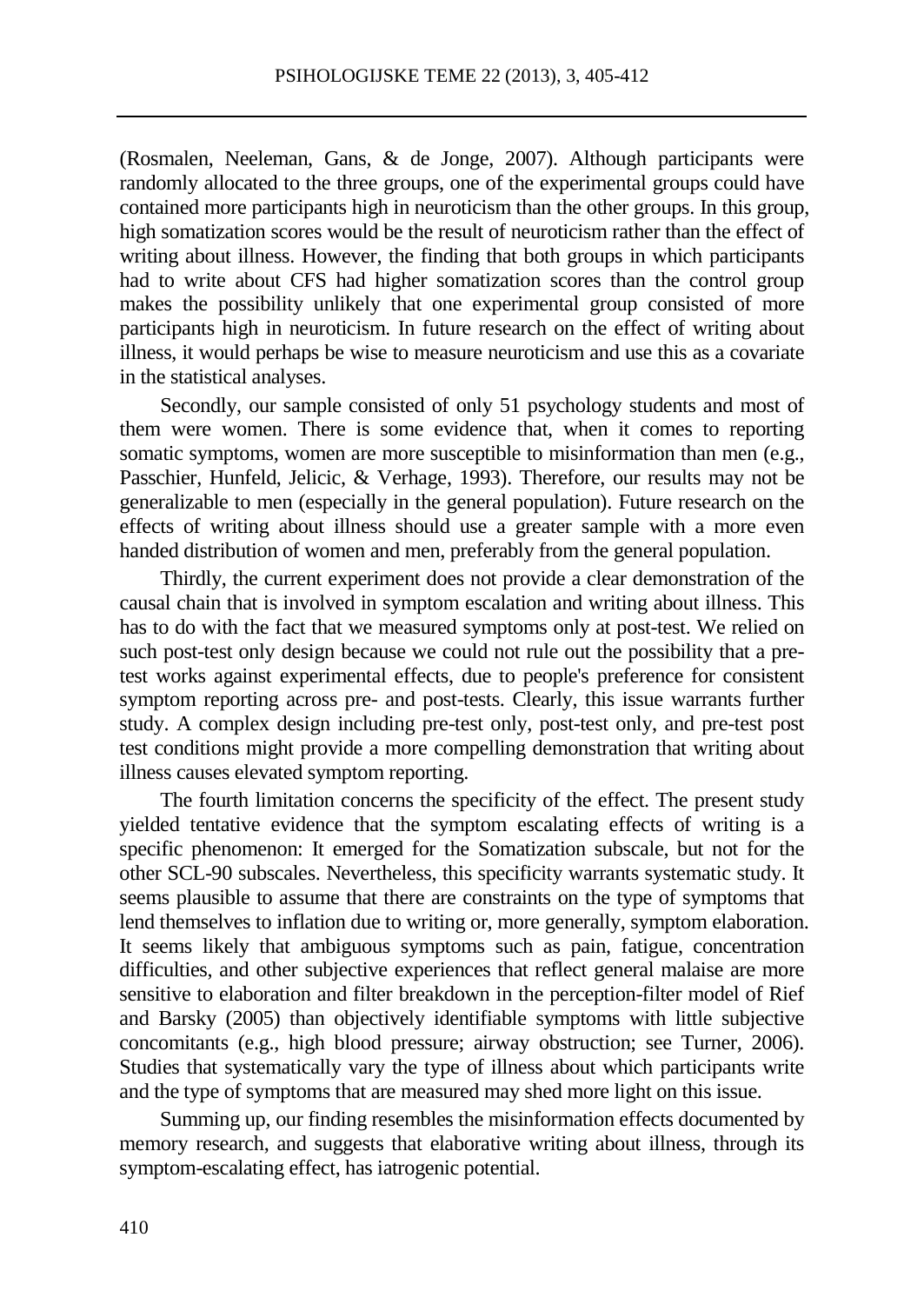(Rosmalen, Neeleman, Gans, & de Jonge, 2007). Although participants were randomly allocated to the three groups, one of the experimental groups could have contained more participants high in neuroticism than the other groups. In this group, high somatization scores would be the result of neuroticism rather than the effect of writing about illness. However, the finding that both groups in which participants had to write about CFS had higher somatization scores than the control group makes the possibility unlikely that one experimental group consisted of more participants high in neuroticism. In future research on the effect of writing about illness, it would perhaps be wise to measure neuroticism and use this as a covariate in the statistical analyses.

Secondly, our sample consisted of only 51 psychology students and most of them were women. There is some evidence that, when it comes to reporting somatic symptoms, women are more susceptible to misinformation than men (e.g., Passchier, Hunfeld, Jelicic, & Verhage, 1993). Therefore, our results may not be generalizable to men (especially in the general population). Future research on the effects of writing about illness should use a greater sample with a more even handed distribution of women and men, preferably from the general population.

Thirdly, the current experiment does not provide a clear demonstration of the causal chain that is involved in symptom escalation and writing about illness. This has to do with the fact that we measured symptoms only at post-test. We relied on such post-test only design because we could not rule out the possibility that a pre-test works against experimental effects, due to people's preference for consistent symptom reporting across pre- and post-tests. Clearly, this issue warrants further study. A complex design including pre-test only, post-test only, and pre-test post test conditions might provide a more compelling demonstration that writing about illness causes elevated symptom reporting.

The fourth limitation concerns the specificity of the effect. The present study yielded tentative evidence that the symptom escalating effects of writing is a specific phenomenon: It emerged for the Somatization subscale, but not for the other SCL-90 subscales. Nevertheless, this specificity warrants systematic study. It seems plausible to assume that there are constraints on the type of symptoms that lend themselves to inflation due to writing or, more generally, symptom elaboration. It seems likely that ambiguous symptoms such as pain, fatigue, concentration difficulties, and other subjective experiences that reflect general malaise are more sensitive to elaboration and filter breakdown in the perception-filter model of Rief and Barsky (2005) than objectively identifiable symptoms with little subjective concomitants (e.g., high blood pressure; airway obstruction; see Turner, 2006). Studies that systematically vary the type of illness about which participants write and the type of symptoms that are measured may shed more light on this issue.

Summing up, our finding resembles the misinformation effects documented by memory research, and suggests that elaborative writing about illness, through its symptom-escalating effect, has iatrogenic potential.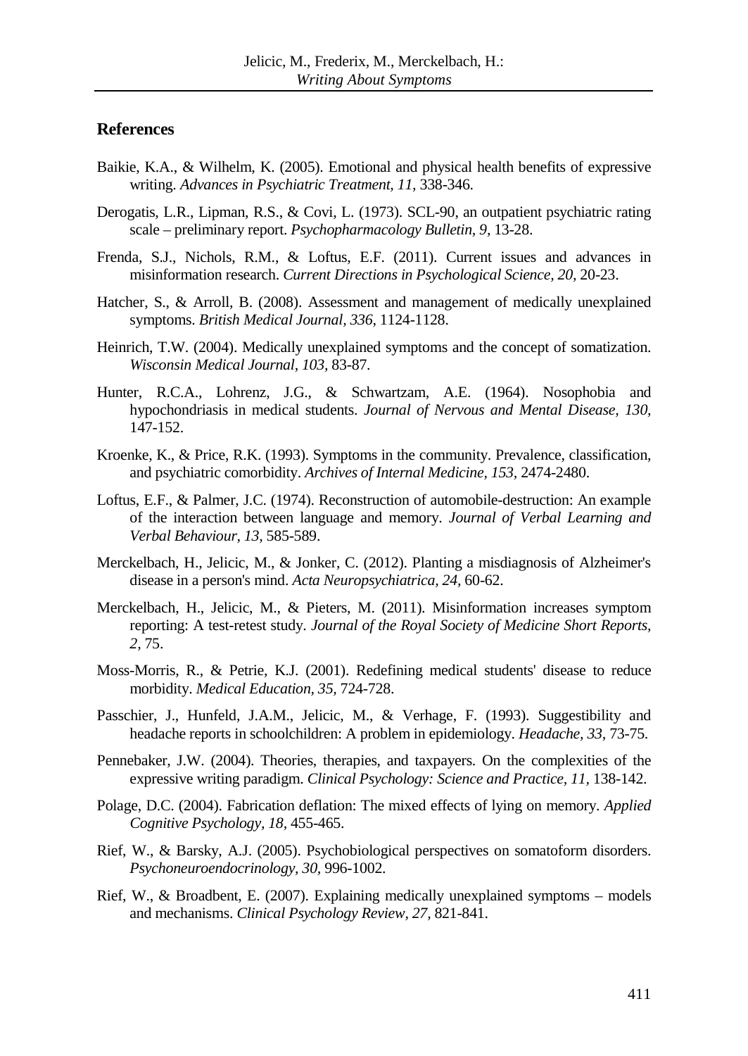## References

Baikie, K.A., & Wilhelm, K. (2005). Emotional and physical health benefits of expressive writing. *Advances in Psychiatric Treatment, 11,* 338-346.

Derogatis, L.R., Lipman, R.S., & Covi, L. (1973). SCL-90, an outpatient psychiatric rating scale – preliminary report. *Psychopharmacology Bulletin, 9,* 13-28.

Frenda, S.J., Nichols, R.M., & Loftus, E.F. (2011). Current issues and advances in misinformation research. *Current Directions in Psychological Science, 20,* 20-23.

Hatcher, S., & Arroll, B. (2008). Assessment and management of medically unexplained symptoms. *British Medical Journal, 336,* 1124-1128.

Heinrich, T.W. (2004). Medically unexplained symptoms and the concept of somatization. *Wisconsin Medical Journal, 103,* 83-87.

Hunter, R.C.A., Lohrenz, J.G., & Schwartzam, A.E. (1964). Nosophobia and hypochondriasis in medical students. *Journal of Nervous and Mental Disease, 130,* 147-152.

Kroenke, K., & Price, R.K. (1993). Symptoms in the community. Prevalence, classification, and psychiatric comorbidity. *Archives of Internal Medicine, 153,* 2474-2480.

Loftus, E.F., & Palmer, J.C. (1974). Reconstruction of automobile-destruction: An example of the interaction between language and memory. *Journal of Verbal Learning and Verbal Behaviour, 13,* 585-589.

Merckelbach, H., Jelicic, M., & Jonker, C. (2012). Planting a misdiagnosis of Alzheimer's disease in a person's mind. *Acta Neuropsychiatrica, 24,* 60-62.

Merckelbach, H., Jelicic, M., & Pieters, M. (2011). Misinformation increases symptom reporting: A test-retest study. *Journal of the Royal Society of Medicine Short Reports, 2,* 75.

Moss-Morris, R., & Petrie, K.J. (2001). Redefining medical students' disease to reduce morbidity. *Medical Education, 35,* 724-728.

Passchier, J., Hunfeld, J.A.M., Jelicic, M., & Verhage, F. (1993). Suggestibility and headache reports in schoolchildren: A problem in epidemiology. *Headache, 33,* 73-75.

Pennebaker, J.W. (2004). Theories, therapies, and taxpayers. On the complexities of the expressive writing paradigm. *Clinical Psychology: Science and Practice, 11,* 138-142.

Polage, D.C. (2004). Fabrication deflation: The mixed effects of lying on memory. *Applied Cognitive Psychology, 18,* 455-465.

Rief, W., & Barsky, A.J. (2005). Psychobiological perspectives on somatoform disorders. *Psychoneuroendocrinology, 30,* 996-1002.

Rief, W., & Broadbent, E. (2007). Explaining medically unexplained symptoms – models and mechanisms. *Clinical Psychology Review, 27,* 821-841.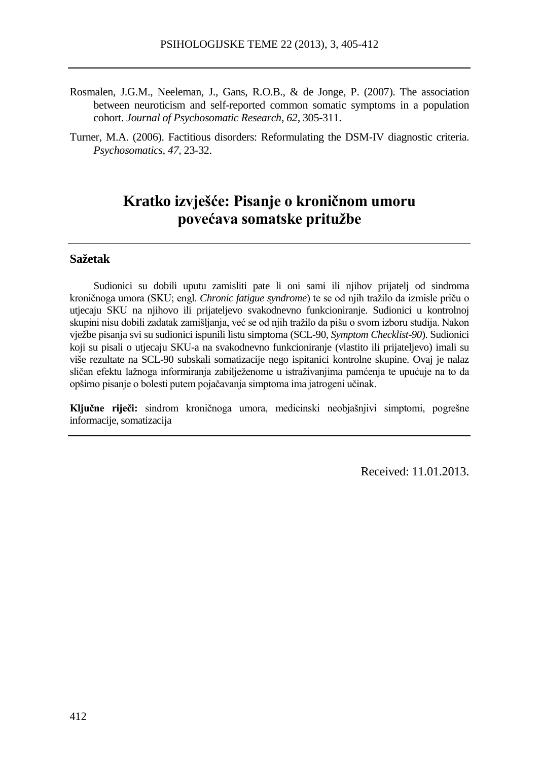Rosmalen, J.G.M., Neeleman, J., Gans, R.O.B., & de Jonge, P. (2007). The association between neuroticism and self-reported common somatic symptoms in a population cohort. *Journal of Psychosomatic Research, 62,* 305-311.

Turner, M.A. (2006). Factitious disorders: Reformulating the DSM-IV diagnostic criteria. *Psychosomatics, 47,* 23-32.

# Kratko izvješće: Pisanje o kroničnom umoru povećava somatske pritužbe

## Sažetak

Sudionici su dobili uputu zamisliti pate li oni sami ili njihov prijatelj od sindroma kroničnoga umora (SKU; engl. *Chronic fatigue syndrome*) te se od njih tražilo da izmisle priču o utjecaju SKU na njihovo ili prijateljevo svakodnevno funkcioniranje. Sudionici u kontrolnoj skupini nisu dobili zadatak zamišljanja, već se od njih tražilo da pišu o svom izboru studija. Nakon vježbe pisanja svi su sudionici ispunili listu simptoma (SCL-90, *Symptom Checklist-90*). Sudionici koji su pisali o utjecaju SKU-a na svakodnevno funkcioniranje (vlastito ili prijateljevo) imali su više rezultate na SCL-90 subskali somatizacije nego ispitanici kontrolne skupine. Ovaj je nalaz sličan efektu lažnoga informiranja zabilježenome u istraživanjima pamćenja te upućuje na to da opširno pisanje o bolesti putem pojačavanja simptoma ima jatrogeni učinak.

**Ključne riječi:** sindrom kroničnoga umora, medicinski neobjašnjivi simptomi, pogrešne informacije, somatizacija

Received: 11.01.2013.